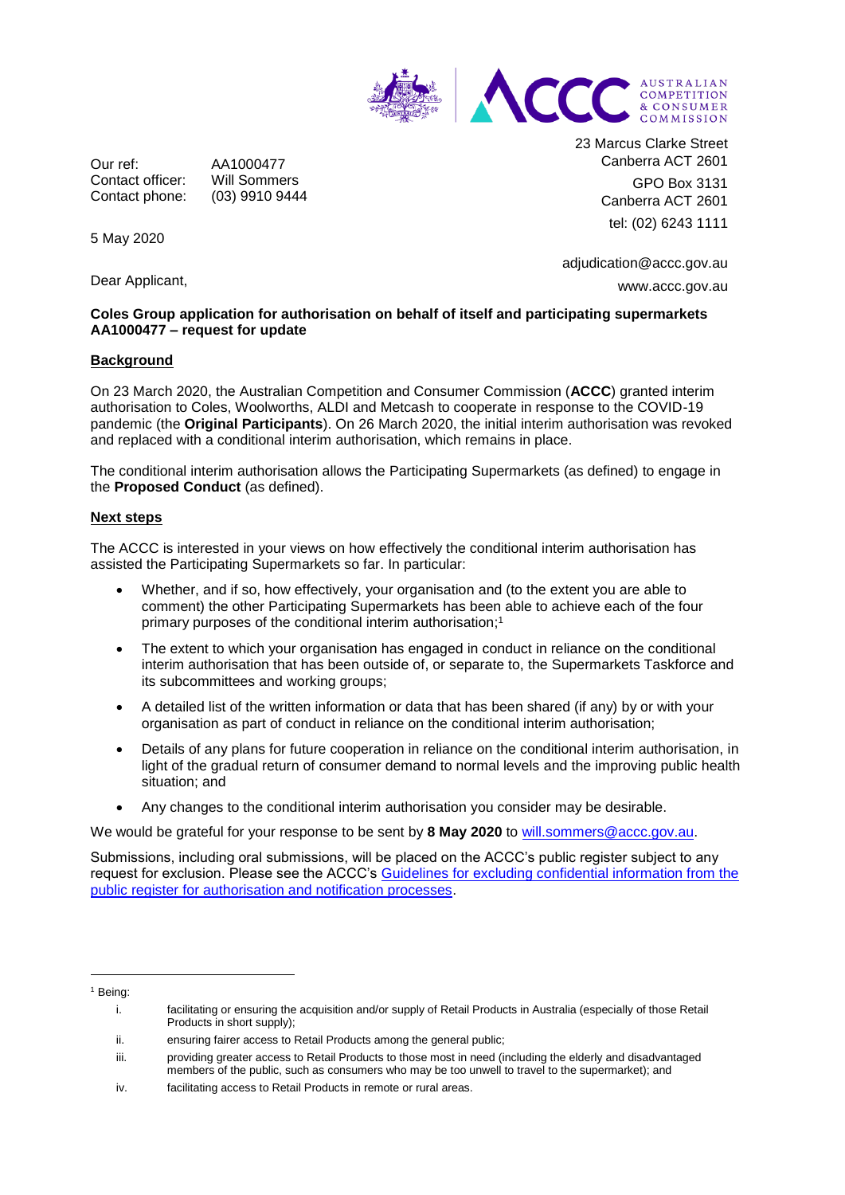AUSTRALIAN COMPETITION & CONSUMER COMMISSION

23 Marcus Clarke Street
Canberra ACT 2601

GPO Box 3131
Canberra ACT 2601

tel: (02) 6243 1111

adjudication@accc.gov.au

www.accc.gov.au

Our ref: AA1000477
Contact officer: Will Sommers
Contact phone: (03) 9910 9444

5 May 2020

Dear Applicant,

**Coles Group application for authorisation on behalf of itself and participating supermarkets AA1000477 – request for update**

**Background**

On 23 March 2020, the Australian Competition and Consumer Commission (**ACCC**) granted interim authorisation to Coles, Woolworths, ALDI and Metcash to cooperate in response to the COVID-19 pandemic (the **Original Participants**). On 26 March 2020, the initial interim authorisation was revoked and replaced with a conditional interim authorisation, which remains in place.

The conditional interim authorisation allows the Participating Supermarkets (as defined) to engage in the **Proposed Conduct** (as defined).

**Next steps**

The ACCC is interested in your views on how effectively the conditional interim authorisation has assisted the Participating Supermarkets so far. In particular:

- Whether, and if so, how effectively, your organisation and (to the extent you are able to comment) the other Participating Supermarkets has been able to achieve each of the four primary purposes of the conditional interim authorisation;[1]
- The extent to which your organisation has engaged in conduct in reliance on the conditional interim authorisation that has been outside of, or separate to, the Supermarkets Taskforce and its subcommittees and working groups;
- A detailed list of the written information or data that has been shared (if any) by or with your organisation as part of conduct in reliance on the conditional interim authorisation;
- Details of any plans for future cooperation in reliance on the conditional interim authorisation, in light of the gradual return of consumer demand to normal levels and the improving public health situation; and
- Any changes to the conditional interim authorisation you consider may be desirable.

We would be grateful for your response to be sent by **8 May 2020** to will.sommers@accc.gov.au.

Submissions, including oral submissions, will be placed on the ACCC's public register subject to any request for exclusion. Please see the ACCC's Guidelines for excluding confidential information from the public register for authorisation and notification processes.

---

[1] Being:

i. facilitating or ensuring the acquisition and/or supply of Retail Products in Australia (especially of those Retail Products in short supply);

ii. ensuring fairer access to Retail Products among the general public;

iii. providing greater access to Retail Products to those most in need (including the elderly and disadvantaged members of the public, such as consumers who may be too unwell to travel to the supermarket); and

iv. facilitating access to Retail Products in remote or rural areas.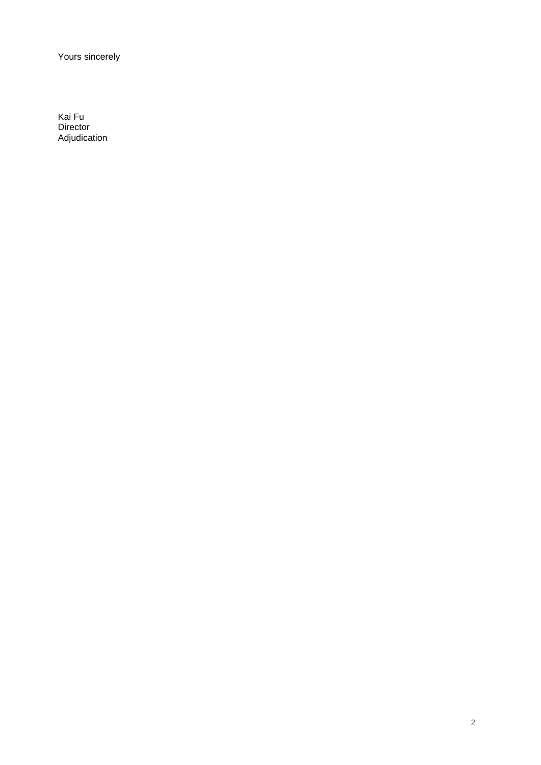Yours sincerely

Kai Fu  
Director  
Adjudication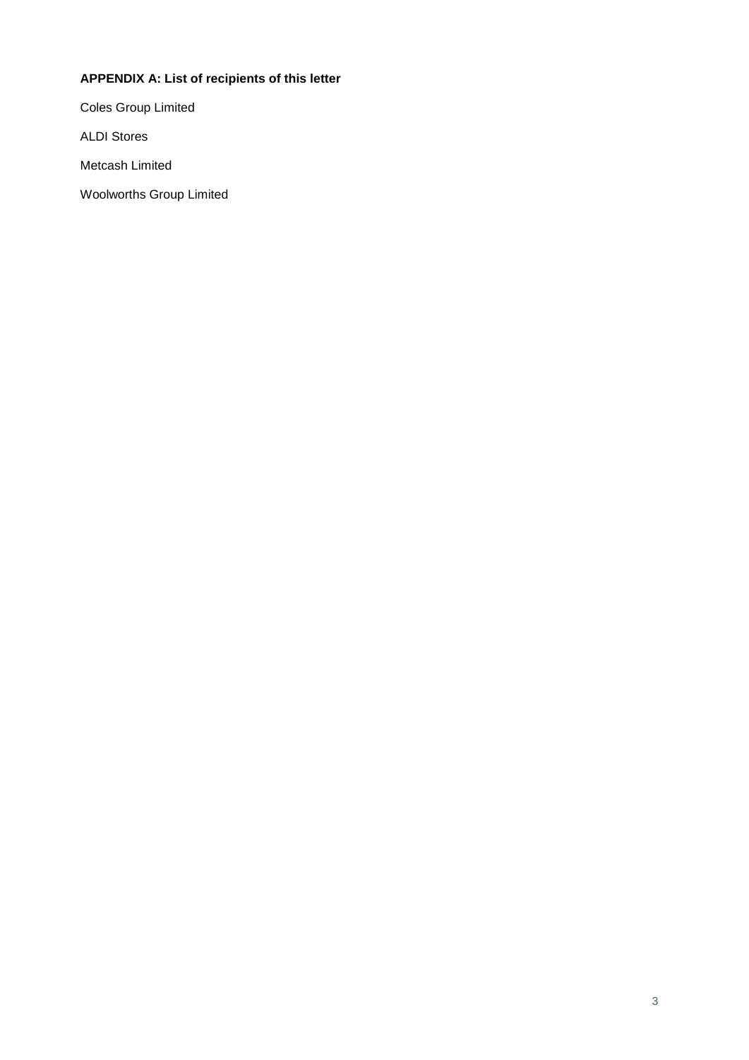**APPENDIX A: List of recipients of this letter**

Coles Group Limited

ALDI Stores

Metcash Limited

Woolworths Group Limited